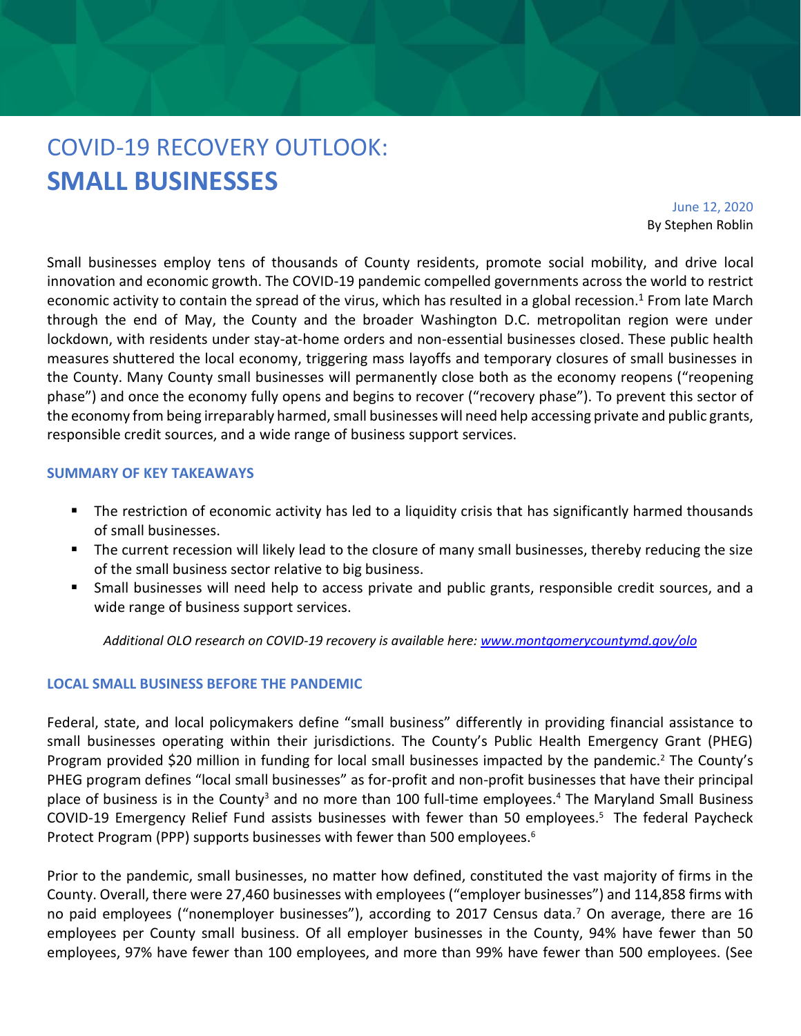# COVID-19 RECOVERY OUTLOOK: **SMALL BUSINESSES**

June 12, 2020
By Stephen Roblin

Small businesses employ tens of thousands of County residents, promote social mobility, and drive local innovation and economic growth. The COVID-19 pandemic compelled governments across the world to restrict economic activity to contain the spread of the virus, which has resulted in a global recession.[1] From late March through the end of May, the County and the broader Washington D.C. metropolitan region were under lockdown, with residents under stay-at-home orders and non-essential businesses closed. These public health measures shuttered the local economy, triggering mass layoffs and temporary closures of small businesses in the County. Many County small businesses will permanently close both as the economy reopens ("reopening phase") and once the economy fully opens and begins to recover ("recovery phase"). To prevent this sector of the economy from being irreparably harmed, small businesses will need help accessing private and public grants, responsible credit sources, and a wide range of business support services.

### SUMMARY OF KEY TAKEAWAYS

- The restriction of economic activity has led to a liquidity crisis that has significantly harmed thousands of small businesses.
- The current recession will likely lead to the closure of many small businesses, thereby reducing the size of the small business sector relative to big business.
- Small businesses will need help to access private and public grants, responsible credit sources, and a wide range of business support services.

*Additional OLO research on COVID-19 recovery is available here: [www.montgomerycountymd.gov/olo](www.montgomerycountymd.gov/olo)*

### LOCAL SMALL BUSINESS BEFORE THE PANDEMIC

Federal, state, and local policymakers define "small business" differently in providing financial assistance to small businesses operating within their jurisdictions. The County's Public Health Emergency Grant (PHEG) Program provided $20 million in funding for local small businesses impacted by the pandemic.[2] The County's PHEG program defines "local small businesses" as for-profit and non-profit businesses that have their principal place of business is in the County[3] and no more than 100 full-time employees.[4] The Maryland Small Business COVID-19 Emergency Relief Fund assists businesses with fewer than 50 employees.[5] The federal Paycheck Protect Program (PPP) supports businesses with fewer than 500 employees.[6]

Prior to the pandemic, small businesses, no matter how defined, constituted the vast majority of firms in the County. Overall, there were 27,460 businesses with employees ("employer businesses") and 114,858 firms with no paid employees ("nonemployer businesses"), according to 2017 Census data.[7] On average, there are 16 employees per County small business. Of all employer businesses in the County, 94% have fewer than 50 employees, 97% have fewer than 100 employees, and more than 99% have fewer than 500 employees. (See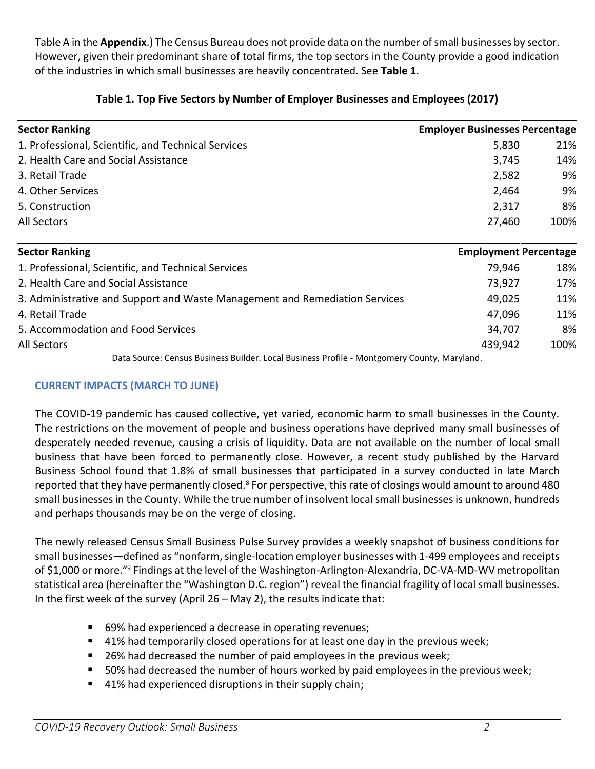Table A in the **Appendix**.) The Census Bureau does not provide data on the number of small businesses by sector. However, given their predominant share of total firms, the top sectors in the County provide a good indication of the industries in which small businesses are heavily concentrated. See **Table 1**.

**Table 1. Top Five Sectors by Number of Employer Businesses and Employees (2017)**

| Sector Ranking | Employer Businesses | Percentage |
|---|---|---|
| 1. Professional, Scientific, and Technical Services | 5,830 | 21% |
| 2. Health Care and Social Assistance | 3,745 | 14% |
| 3. Retail Trade | 2,582 | 9% |
| 4. Other Services | 2,464 | 9% |
| 5. Construction | 2,317 | 8% |
| All Sectors | 27,460 | 100% |

| Sector Ranking | Employment | Percentage |
|---|---|---|
| 1. Professional, Scientific, and Technical Services | 79,946 | 18% |
| 2. Health Care and Social Assistance | 73,927 | 17% |
| 3. Administrative and Support and Waste Management and Remediation Services | 49,025 | 11% |
| 4. Retail Trade | 47,096 | 11% |
| 5. Accommodation and Food Services | 34,707 | 8% |
| All Sectors | 439,942 | 100% |

Data Source: Census Business Builder. Local Business Profile - Montgomery County, Maryland.

## CURRENT IMPACTS (MARCH TO JUNE)

The COVID-19 pandemic has caused collective, yet varied, economic harm to small businesses in the County. The restrictions on the movement of people and business operations have deprived many small businesses of desperately needed revenue, causing a crisis of liquidity. Data are not available on the number of local small business that have been forced to permanently close. However, a recent study published by the Harvard Business School found that 1.8% of small businesses that participated in a survey conducted in late March reported that they have permanently closed.[8] For perspective, this rate of closings would amount to around 480 small businesses in the County. While the true number of insolvent local small businesses is unknown, hundreds and perhaps thousands may be on the verge of closing.

The newly released Census Small Business Pulse Survey provides a weekly snapshot of business conditions for small businesses—defined as "nonfarm, single-location employer businesses with 1-499 employees and receipts of $1,000 or more."[9] Findings at the level of the Washington-Arlington-Alexandria, DC-VA-MD-WV metropolitan statistical area (hereinafter the "Washington D.C. region") reveal the financial fragility of local small businesses. In the first week of the survey (April 26 – May 2), the results indicate that:

- 69% had experienced a decrease in operating revenues;
- 41% had temporarily closed operations for at least one day in the previous week;
- 26% had decreased the number of paid employees in the previous week;
- 50% had decreased the number of hours worked by paid employees in the previous week;
- 41% had experienced disruptions in their supply chain;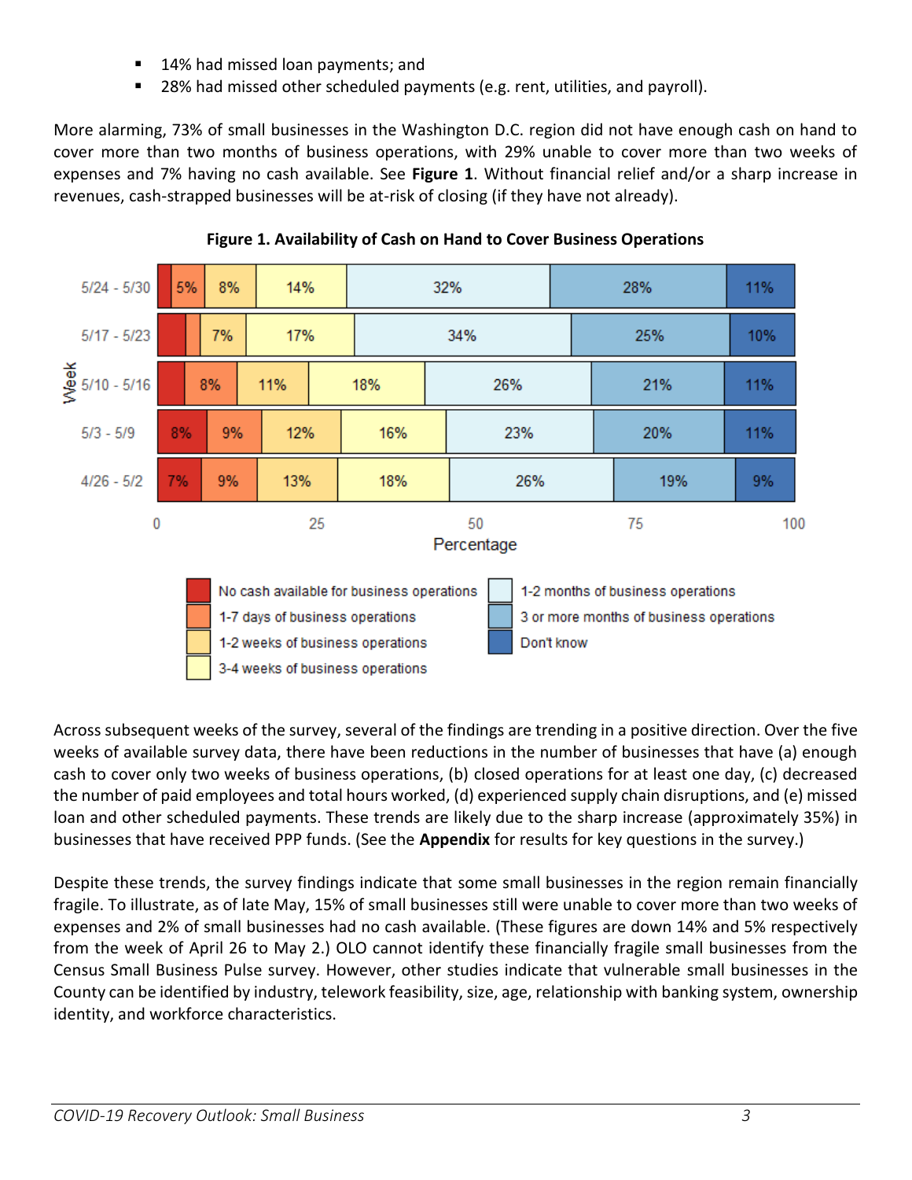- 14% had missed loan payments; and
- 28% had missed other scheduled payments (e.g. rent, utilities, and payroll).

More alarming, 73% of small businesses in the Washington D.C. region did not have enough cash on hand to cover more than two months of business operations, with 29% unable to cover more than two weeks of expenses and 7% having no cash available. See **Figure 1**. Without financial relief and/or a sharp increase in revenues, cash-strapped businesses will be at-risk of closing (if they have not already).

**Figure 1. Availability of Cash on Hand to Cover Business Operations**

| Week | No cash available for business operations | 1-7 days of business operations | 1-2 weeks of business operations | 3-4 weeks of business operations | 1-2 months of business operations | 3 or more months of business operations | Don't know |
|---|---|---|---|---|---|---|---|
| 5/24 - 5/30 | | 5% | 8% | 14% | 32% | 28% | 11% |
| 5/17 - 5/23 | | | 7% | 17% | 34% | 25% | 10% |
| 5/10 - 5/16 | | 8% | 11% | 18% | 26% | 21% | 11% |
| 5/3 - 5/9 | 8% | 9% | 12% | 16% | 23% | 20% | 11% |
| 4/26 - 5/2 | 7% | 9% | 13% | 18% | 26% | 19% | 9% |

Across subsequent weeks of the survey, several of the findings are trending in a positive direction. Over the five weeks of available survey data, there have been reductions in the number of businesses that have (a) enough cash to cover only two weeks of business operations, (b) closed operations for at least one day, (c) decreased the number of paid employees and total hours worked, (d) experienced supply chain disruptions, and (e) missed loan and other scheduled payments. These trends are likely due to the sharp increase (approximately 35%) in businesses that have received PPP funds. (See the **Appendix** for results for key questions in the survey.)

Despite these trends, the survey findings indicate that some small businesses in the region remain financially fragile. To illustrate, as of late May, 15% of small businesses still were unable to cover more than two weeks of expenses and 2% of small businesses had no cash available. (These figures are down 14% and 5% respectively from the week of April 26 to May 2.) OLO cannot identify these financially fragile small businesses from the Census Small Business Pulse survey. However, other studies indicate that vulnerable small businesses in the County can be identified by industry, telework feasibility, size, age, relationship with banking system, ownership identity, and workforce characteristics.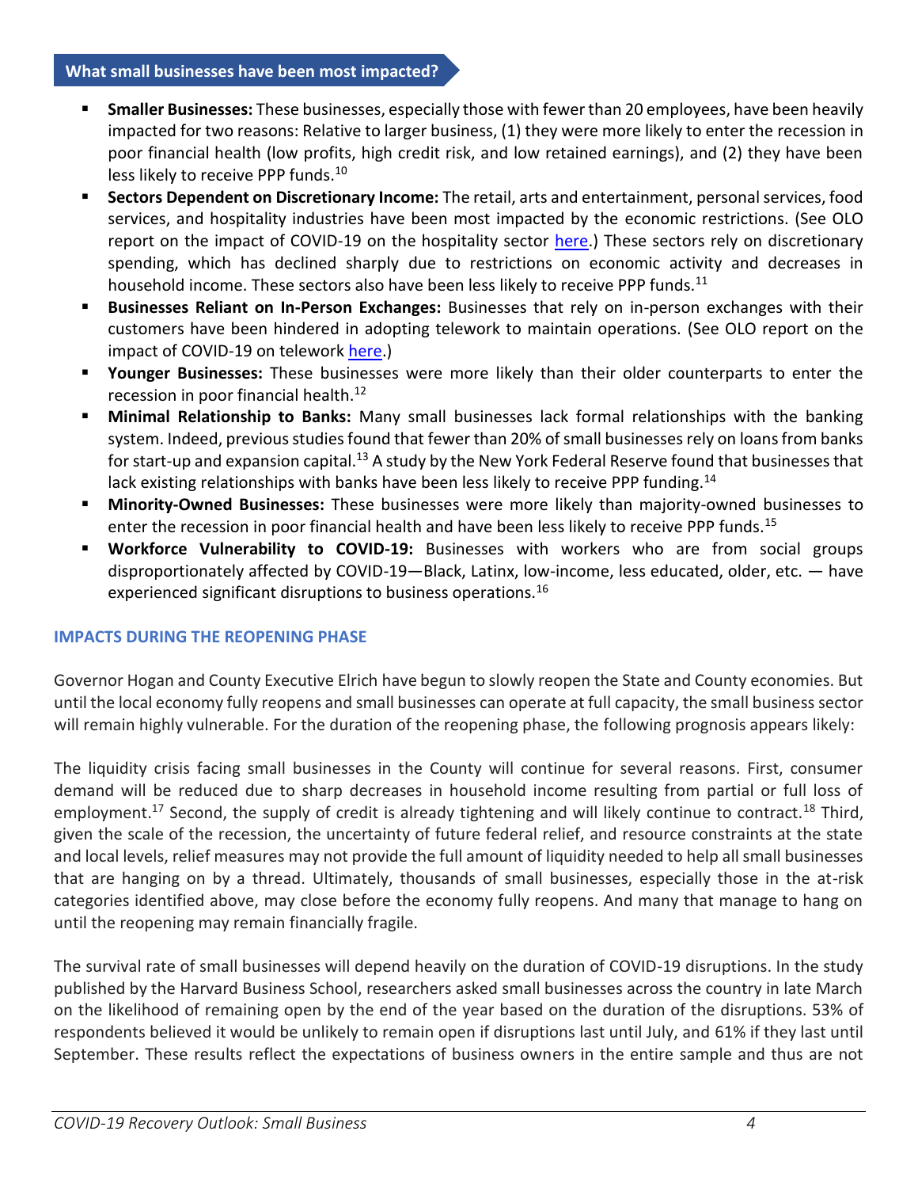## What small businesses have been most impacted?

- **Smaller Businesses:** These businesses, especially those with fewer than 20 employees, have been heavily impacted for two reasons: Relative to larger business, (1) they were more likely to enter the recession in poor financial health (low profits, high credit risk, and low retained earnings), and (2) they have been less likely to receive PPP funds.[10]
- **Sectors Dependent on Discretionary Income:** The retail, arts and entertainment, personal services, food services, and hospitality industries have been most impacted by the economic restrictions. (See OLO report on the impact of COVID-19 on the hospitality sector here.) These sectors rely on discretionary spending, which has declined sharply due to restrictions on economic activity and decreases in household income. These sectors also have been less likely to receive PPP funds.[11]
- **Businesses Reliant on In-Person Exchanges:** Businesses that rely on in-person exchanges with their customers have been hindered in adopting telework to maintain operations. (See OLO report on the impact of COVID-19 on telework here.)
- **Younger Businesses:** These businesses were more likely than their older counterparts to enter the recession in poor financial health.[12]
- **Minimal Relationship to Banks:** Many small businesses lack formal relationships with the banking system. Indeed, previous studies found that fewer than 20% of small businesses rely on loans from banks for start-up and expansion capital.[13] A study by the New York Federal Reserve found that businesses that lack existing relationships with banks have been less likely to receive PPP funding.[14]
- **Minority-Owned Businesses:** These businesses were more likely than majority-owned businesses to enter the recession in poor financial health and have been less likely to receive PPP funds.[15]
- **Workforce Vulnerability to COVID-19:** Businesses with workers who are from social groups disproportionately affected by COVID-19—Black, Latinx, low-income, less educated, older, etc. — have experienced significant disruptions to business operations.[16]

### IMPACTS DURING THE REOPENING PHASE

Governor Hogan and County Executive Elrich have begun to slowly reopen the State and County economies. But until the local economy fully reopens and small businesses can operate at full capacity, the small business sector will remain highly vulnerable. For the duration of the reopening phase, the following prognosis appears likely:

The liquidity crisis facing small businesses in the County will continue for several reasons. First, consumer demand will be reduced due to sharp decreases in household income resulting from partial or full loss of employment.[17] Second, the supply of credit is already tightening and will likely continue to contract.[18] Third, given the scale of the recession, the uncertainty of future federal relief, and resource constraints at the state and local levels, relief measures may not provide the full amount of liquidity needed to help all small businesses that are hanging on by a thread. Ultimately, thousands of small businesses, especially those in the at-risk categories identified above, may close before the economy fully reopens. And many that manage to hang on until the reopening may remain financially fragile.

The survival rate of small businesses will depend heavily on the duration of COVID-19 disruptions. In the study published by the Harvard Business School, researchers asked small businesses across the country in late March on the likelihood of remaining open by the end of the year based on the duration of the disruptions. 53% of respondents believed it would be unlikely to remain open if disruptions last until July, and 61% if they last until September. These results reflect the expectations of business owners in the entire sample and thus are not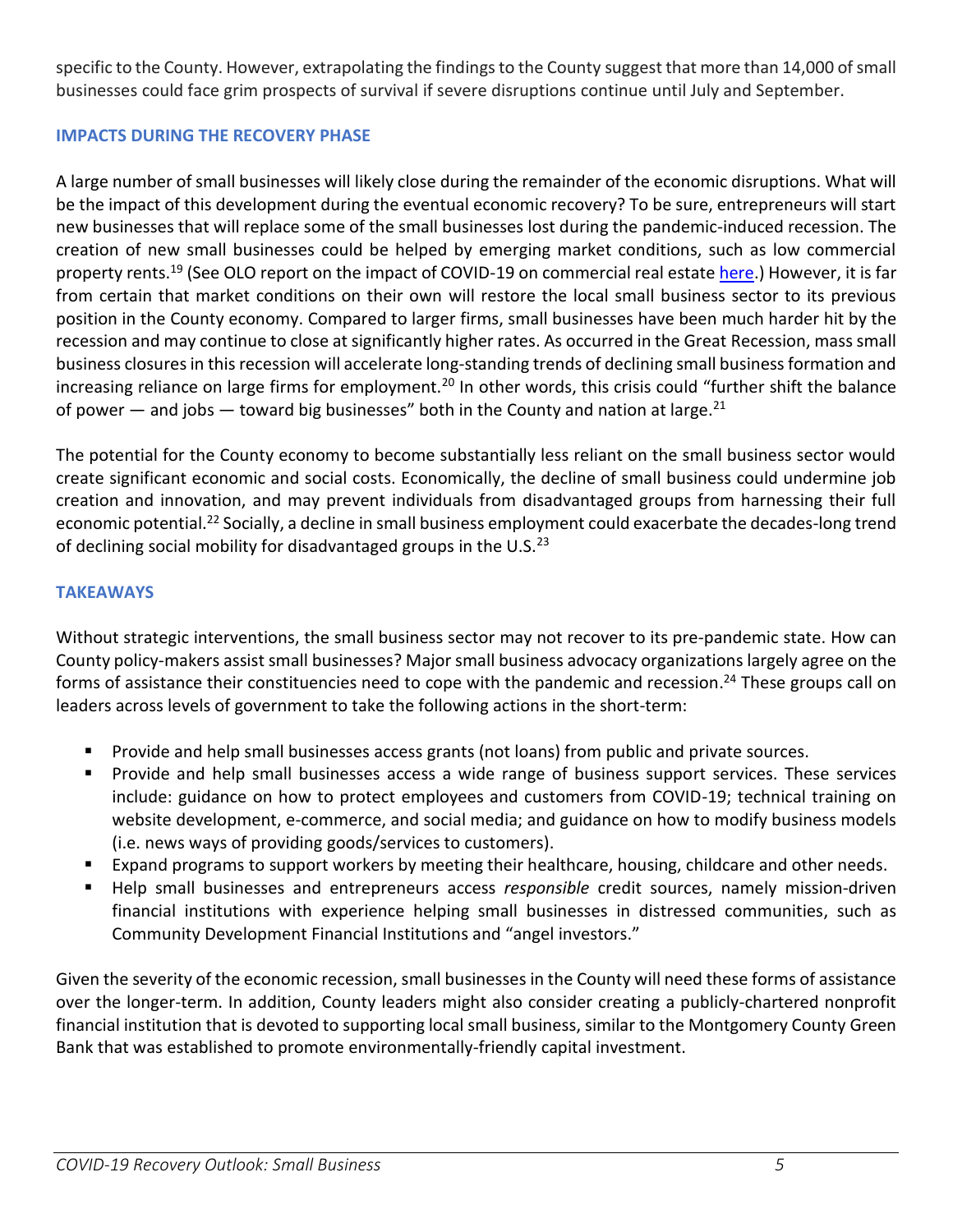specific to the County. However, extrapolating the findings to the County suggest that more than 14,000 of small businesses could face grim prospects of survival if severe disruptions continue until July and September.

## IMPACTS DURING THE RECOVERY PHASE

A large number of small businesses will likely close during the remainder of the economic disruptions. What will be the impact of this development during the eventual economic recovery? To be sure, entrepreneurs will start new businesses that will replace some of the small businesses lost during the pandemic-induced recession. The creation of new small businesses could be helped by emerging market conditions, such as low commercial property rents.[19] (See OLO report on the impact of COVID-19 on commercial real estate here.) However, it is far from certain that market conditions on their own will restore the local small business sector to its previous position in the County economy. Compared to larger firms, small businesses have been much harder hit by the recession and may continue to close at significantly higher rates. As occurred in the Great Recession, mass small business closures in this recession will accelerate long-standing trends of declining small business formation and increasing reliance on large firms for employment.[20] In other words, this crisis could "further shift the balance of power — and jobs — toward big businesses" both in the County and nation at large.[21]

The potential for the County economy to become substantially less reliant on the small business sector would create significant economic and social costs. Economically, the decline of small business could undermine job creation and innovation, and may prevent individuals from disadvantaged groups from harnessing their full economic potential.[22] Socially, a decline in small business employment could exacerbate the decades-long trend of declining social mobility for disadvantaged groups in the U.S.[23]

## TAKEAWAYS

Without strategic interventions, the small business sector may not recover to its pre-pandemic state. How can County policy-makers assist small businesses? Major small business advocacy organizations largely agree on the forms of assistance their constituencies need to cope with the pandemic and recession.[24] These groups call on leaders across levels of government to take the following actions in the short-term:

- Provide and help small businesses access grants (not loans) from public and private sources.
- Provide and help small businesses access a wide range of business support services. These services include: guidance on how to protect employees and customers from COVID-19; technical training on website development, e-commerce, and social media; and guidance on how to modify business models (i.e. news ways of providing goods/services to customers).
- Expand programs to support workers by meeting their healthcare, housing, childcare and other needs.
- Help small businesses and entrepreneurs access *responsible* credit sources, namely mission-driven financial institutions with experience helping small businesses in distressed communities, such as Community Development Financial Institutions and "angel investors."

Given the severity of the economic recession, small businesses in the County will need these forms of assistance over the longer-term. In addition, County leaders might also consider creating a publicly-chartered nonprofit financial institution that is devoted to supporting local small business, similar to the Montgomery County Green Bank that was established to promote environmentally-friendly capital investment.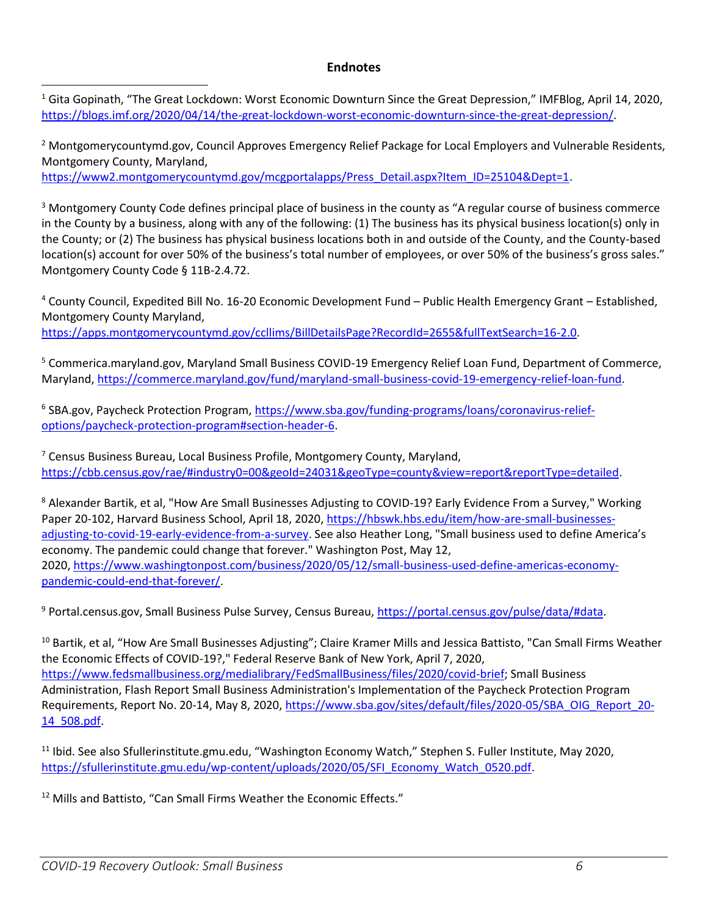## Endnotes

[1] Gita Gopinath, "The Great Lockdown: Worst Economic Downturn Since the Great Depression," IMFBlog, April 14, 2020, https://blogs.imf.org/2020/04/14/the-great-lockdown-worst-economic-downturn-since-the-great-depression/.

[2] Montgomerycountymd.gov, Council Approves Emergency Relief Package for Local Employers and Vulnerable Residents, Montgomery County, Maryland, https://www2.montgomerycountymd.gov/mcgportalapps/Press_Detail.aspx?Item_ID=25104&Dept=1.

[3] Montgomery County Code defines principal place of business in the county as "A regular course of business commerce in the County by a business, along with any of the following: (1) The business has its physical business location(s) only in the County; or (2) The business has physical business locations both in and outside of the County, and the County-based location(s) account for over 50% of the business's total number of employees, or over 50% of the business's gross sales." Montgomery County Code § 11B-2.4.72.

[4] County Council, Expedited Bill No. 16-20 Economic Development Fund – Public Health Emergency Grant – Established, Montgomery County Maryland, https://apps.montgomerycountymd.gov/ccllims/BillDetailsPage?RecordId=2655&fullTextSearch=16-2.0.

[5] Commerica.maryland.gov, Maryland Small Business COVID-19 Emergency Relief Loan Fund, Department of Commerce, Maryland, https://commerce.maryland.gov/fund/maryland-small-business-covid-19-emergency-relief-loan-fund.

[6] SBA.gov, Paycheck Protection Program, https://www.sba.gov/funding-programs/loans/coronavirus-relief-options/paycheck-protection-program#section-header-6.

[7] Census Business Bureau, Local Business Profile, Montgomery County, Maryland, https://cbb.census.gov/rae/#industry0=00&geoId=24031&geoType=county&view=report&reportType=detailed.

[8] Alexander Bartik, et al, "How Are Small Businesses Adjusting to COVID-19? Early Evidence From a Survey," Working Paper 20-102, Harvard Business School, April 18, 2020, https://hbswk.hbs.edu/item/how-are-small-businesses-adjusting-to-covid-19-early-evidence-from-a-survey. See also Heather Long, "Small business used to define America's economy. The pandemic could change that forever." Washington Post, May 12, 2020, https://www.washingtonpost.com/business/2020/05/12/small-business-used-define-americas-economy-pandemic-could-end-that-forever/.

[9] Portal.census.gov, Small Business Pulse Survey, Census Bureau, https://portal.census.gov/pulse/data/#data.

[10] Bartik, et al, "How Are Small Businesses Adjusting"; Claire Kramer Mills and Jessica Battisto, "Can Small Firms Weather the Economic Effects of COVID-19?," Federal Reserve Bank of New York, April 7, 2020, https://www.fedsmallbusiness.org/medialibrary/FedSmallBusiness/files/2020/covid-brief; Small Business Administration, Flash Report Small Business Administration's Implementation of the Paycheck Protection Program Requirements, Report No. 20-14, May 8, 2020, https://www.sba.gov/sites/default/files/2020-05/SBA_OIG_Report_20-14_508.pdf.

[11] Ibid. See also Sfullerinstitute.gmu.edu, "Washington Economy Watch," Stephen S. Fuller Institute, May 2020, https://sfullerinstitute.gmu.edu/wp-content/uploads/2020/05/SFI_Economy_Watch_0520.pdf.

[12] Mills and Battisto, "Can Small Firms Weather the Economic Effects."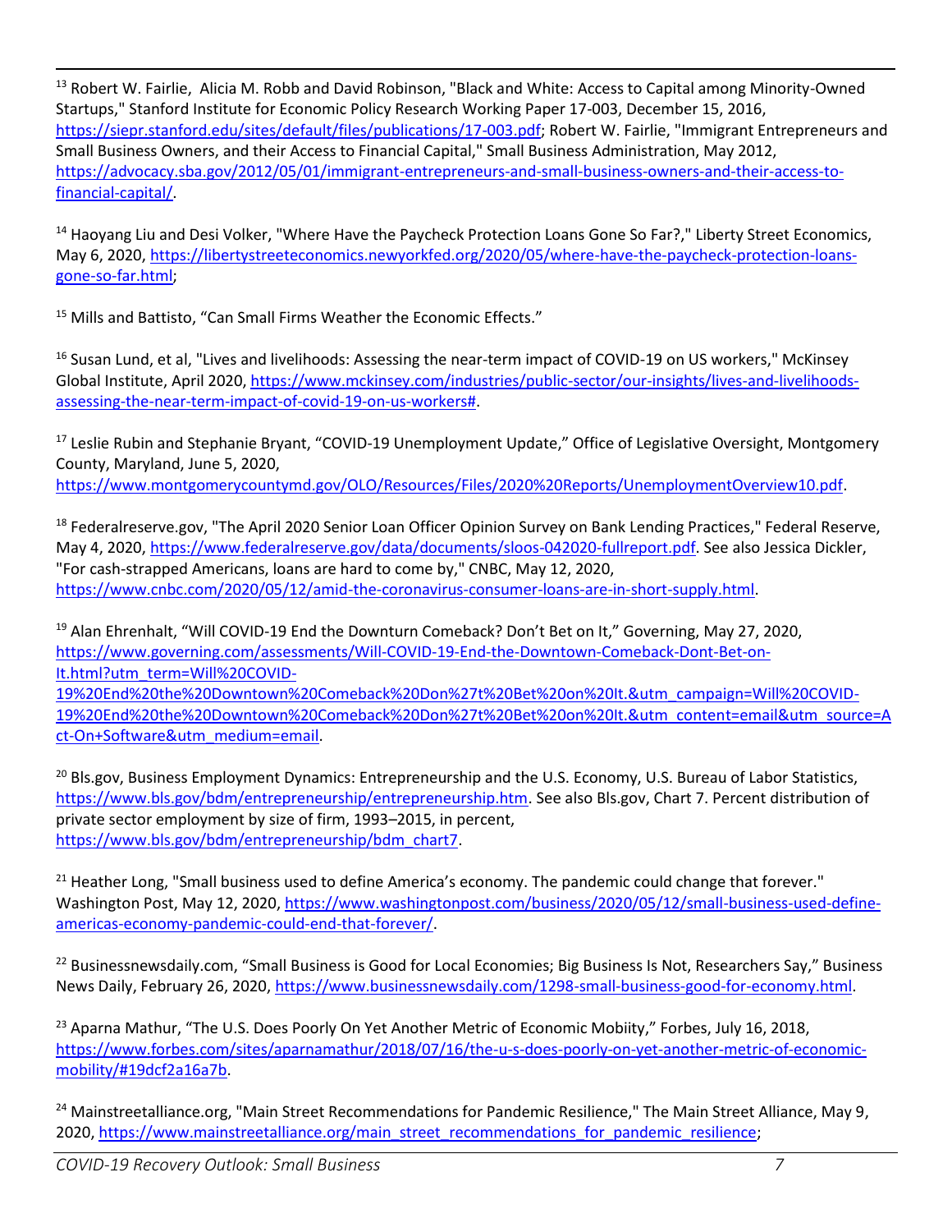[13] Robert W. Fairlie, Alicia M. Robb and David Robinson, "Black and White: Access to Capital among Minority-Owned Startups," Stanford Institute for Economic Policy Research Working Paper 17-003, December 15, 2016, https://siepr.stanford.edu/sites/default/files/publications/17-003.pdf; Robert W. Fairlie, "Immigrant Entrepreneurs and Small Business Owners, and their Access to Financial Capital," Small Business Administration, May 2012, https://advocacy.sba.gov/2012/05/01/immigrant-entrepreneurs-and-small-business-owners-and-their-access-to-financial-capital/.

[14] Haoyang Liu and Desi Volker, "Where Have the Paycheck Protection Loans Gone So Far?," Liberty Street Economics, May 6, 2020, https://libertystreeteconomics.newyorkfed.org/2020/05/where-have-the-paycheck-protection-loans-gone-so-far.html;

[15] Mills and Battisto, "Can Small Firms Weather the Economic Effects."

[16] Susan Lund, et al, "Lives and livelihoods: Assessing the near-term impact of COVID-19 on US workers," McKinsey Global Institute, April 2020, https://www.mckinsey.com/industries/public-sector/our-insights/lives-and-livelihoods-assessing-the-near-term-impact-of-covid-19-on-us-workers#.

[17] Leslie Rubin and Stephanie Bryant, "COVID-19 Unemployment Update," Office of Legislative Oversight, Montgomery County, Maryland, June 5, 2020, https://www.montgomerycountymd.gov/OLO/Resources/Files/2020%20Reports/UnemploymentOverview10.pdf.

[18] Federalreserve.gov, "The April 2020 Senior Loan Officer Opinion Survey on Bank Lending Practices," Federal Reserve, May 4, 2020, https://www.federalreserve.gov/data/documents/sloos-042020-fullreport.pdf. See also Jessica Dickler, "For cash-strapped Americans, loans are hard to come by," CNBC, May 12, 2020, https://www.cnbc.com/2020/05/12/amid-the-coronavirus-consumer-loans-are-in-short-supply.html.

[19] Alan Ehrenhalt, "Will COVID-19 End the Downturn Comeback? Don't Bet on It," Governing, May 27, 2020, https://www.governing.com/assessments/Will-COVID-19-End-the-Downtown-Comeback-Dont-Bet-on-It.html?utm_term=Will%20COVID-19%20End%20the%20Downtown%20Comeback%20Don%27t%20Bet%20on%20It.&utm_campaign=Will%20COVID-19%20End%20the%20Downtown%20Comeback%20Don%27t%20Bet%20on%20It.&utm_content=email&utm_source=Act-On+Software&utm_medium=email.

[20] Bls.gov, Business Employment Dynamics: Entrepreneurship and the U.S. Economy, U.S. Bureau of Labor Statistics, https://www.bls.gov/bdm/entrepreneurship/entrepreneurship.htm. See also Bls.gov, Chart 7. Percent distribution of private sector employment by size of firm, 1993–2015, in percent, https://www.bls.gov/bdm/entrepreneurship/bdm_chart7.

[21] Heather Long, "Small business used to define America's economy. The pandemic could change that forever." Washington Post, May 12, 2020, https://www.washingtonpost.com/business/2020/05/12/small-business-used-define-americas-economy-pandemic-could-end-that-forever/.

[22] Businessnewsdaily.com, "Small Business is Good for Local Economies; Big Business Is Not, Researchers Say," Business News Daily, February 26, 2020, https://www.businessnewsdaily.com/1298-small-business-good-for-economy.html.

[23] Aparna Mathur, "The U.S. Does Poorly On Yet Another Metric of Economic Mobiity," Forbes, July 16, 2018, https://www.forbes.com/sites/aparnamathur/2018/07/16/the-u-s-does-poorly-on-yet-another-metric-of-economic-mobility/#19dcf2a16a7b.

[24] Mainstreetalliance.org, "Main Street Recommendations for Pandemic Resilience," The Main Street Alliance, May 9, 2020, https://www.mainstreetalliance.org/main_street_recommendations_for_pandemic_resilience;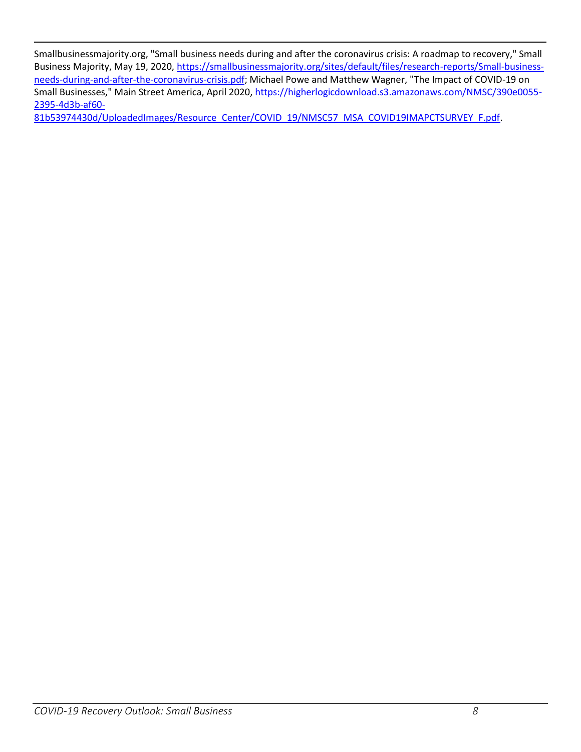Smallbusinessmajority.org, "Small business needs during and after the coronavirus crisis: A roadmap to recovery," Small Business Majority, May 19, 2020, https://smallbusinessmajority.org/sites/default/files/research-reports/Small-business-needs-during-and-after-the-coronavirus-crisis.pdf; Michael Powe and Matthew Wagner, "The Impact of COVID-19 on Small Businesses," Main Street America, April 2020, https://higherlogicdownload.s3.amazonaws.com/NMSC/390e0055-2395-4d3b-af60-81b53974430d/UploadedImages/Resource_Center/COVID_19/NMSC57_MSA_COVID19IMAPCTSURVEY_F.pdf.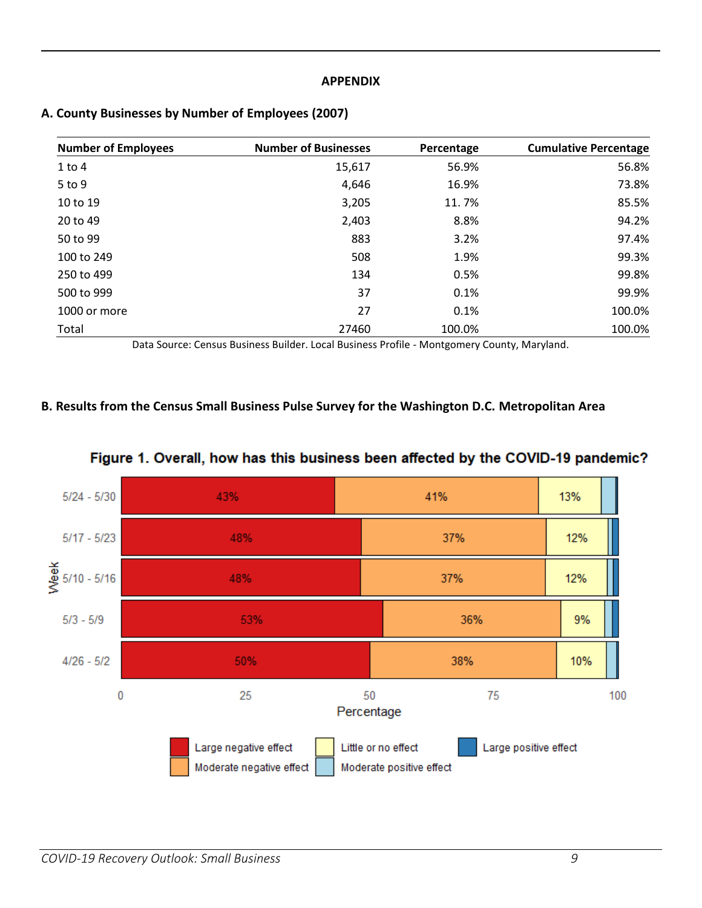## APPENDIX

### A. County Businesses by Number of Employees (2007)

| Number of Employees | Number of Businesses | Percentage | Cumulative Percentage |
|---|---|---|---|
| 1 to 4 | 15,617 | 56.9% | 56.8% |
| 5 to 9 | 4,646 | 16.9% | 73.8% |
| 10 to 19 | 3,205 | 11. 7% | 85.5% |
| 20 to 49 | 2,403 | 8.8% | 94.2% |
| 50 to 99 | 883 | 3.2% | 97.4% |
| 100 to 249 | 508 | 1.9% | 99.3% |
| 250 to 499 | 134 | 0.5% | 99.8% |
| 500 to 999 | 37 | 0.1% | 99.9% |
| 1000 or more | 27 | 0.1% | 100.0% |
| Total | 27460 | 100.0% | 100.0% |

Data Source: Census Business Builder. Local Business Profile - Montgomery County, Maryland.

### B. Results from the Census Small Business Pulse Survey for the Washington D.C. Metropolitan Area

**Figure 1. Overall, how has this business been affected by the COVID-19 pandemic?**

| Week | Large negative effect | Moderate negative effect | Little or no effect |
|---|---|---|---|
| 5/24 - 5/30 | 43% | 41% | 13% |
| 5/17 - 5/23 | 48% | 37% | 12% |
| 5/10 - 5/16 | 48% | 37% | 12% |
| 5/3 - 5/9 | 53% | 36% | 9% |
| 4/26 - 5/2 | 50% | 38% | 10% |

Percentage (0–100). Legend: Large negative effect; Moderate negative effect; Little or no effect; Moderate positive effect; Large positive effect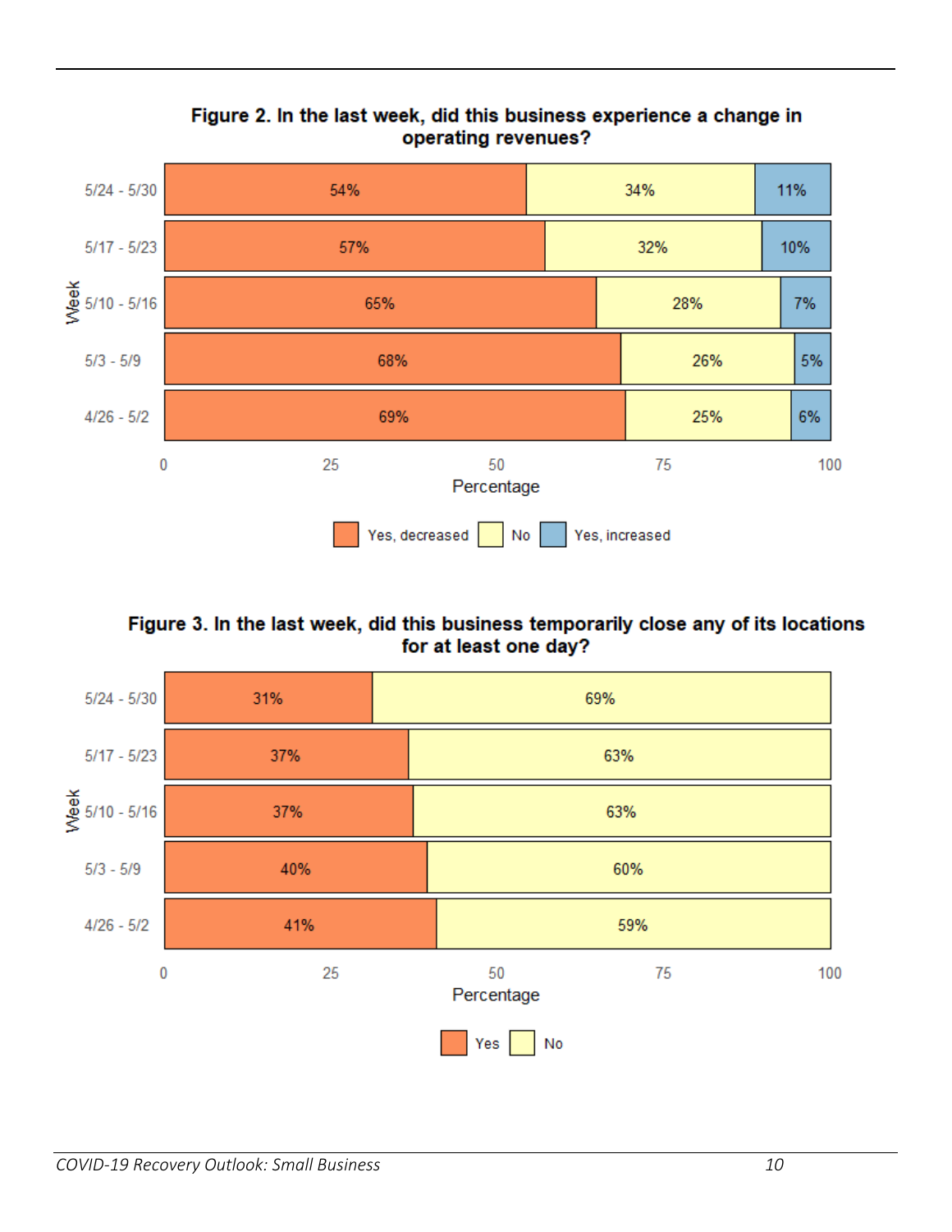**Figure 2. In the last week, did this business experience a change in operating revenues?**

| Week | Yes, decreased | No | Yes, increased |
|---|---|---|---|
| 5/24 - 5/30 | 54% | 34% | 11% |
| 5/17 - 5/23 | 57% | 32% | 10% |
| 5/10 - 5/16 | 65% | 28% | 7% |
| 5/3 - 5/9 | 68% | 26% | 5% |
| 4/26 - 5/2 | 69% | 25% | 6% |

**Figure 3. In the last week, did this business temporarily close any of its locations for at least one day?**

| Week | Yes | No |
|---|---|---|
| 5/24 - 5/30 | 31% | 69% |
| 5/17 - 5/23 | 37% | 63% |
| 5/10 - 5/16 | 37% | 63% |
| 5/3 - 5/9 | 40% | 60% |
| 4/26 - 5/2 | 41% | 59% |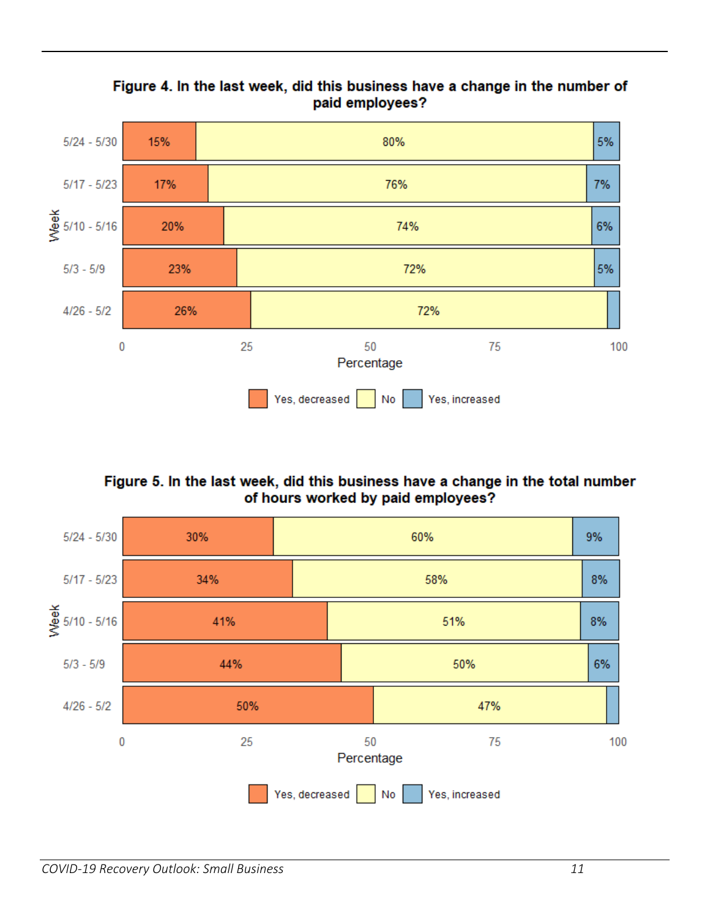**Figure 4. In the last week, did this business have a change in the number of paid employees?**

| Week | Yes, decreased | No | Yes, increased |
|---|---|---|---|
| 5/24 - 5/30 | 15% | 80% | 5% |
| 5/17 - 5/23 | 17% | 76% | 7% |
| 5/10 - 5/16 | 20% | 74% | 6% |
| 5/3 - 5/9 | 23% | 72% | 5% |
| 4/26 - 5/2 | 26% | 72% | |

**Figure 5. In the last week, did this business have a change in the total number of hours worked by paid employees?**

| Week | Yes, decreased | No | Yes, increased |
|---|---|---|---|
| 5/24 - 5/30 | 30% | 60% | 9% |
| 5/17 - 5/23 | 34% | 58% | 8% |
| 5/10 - 5/16 | 41% | 51% | 8% |
| 5/3 - 5/9 | 44% | 50% | 6% |
| 4/26 - 5/2 | 50% | 47% | |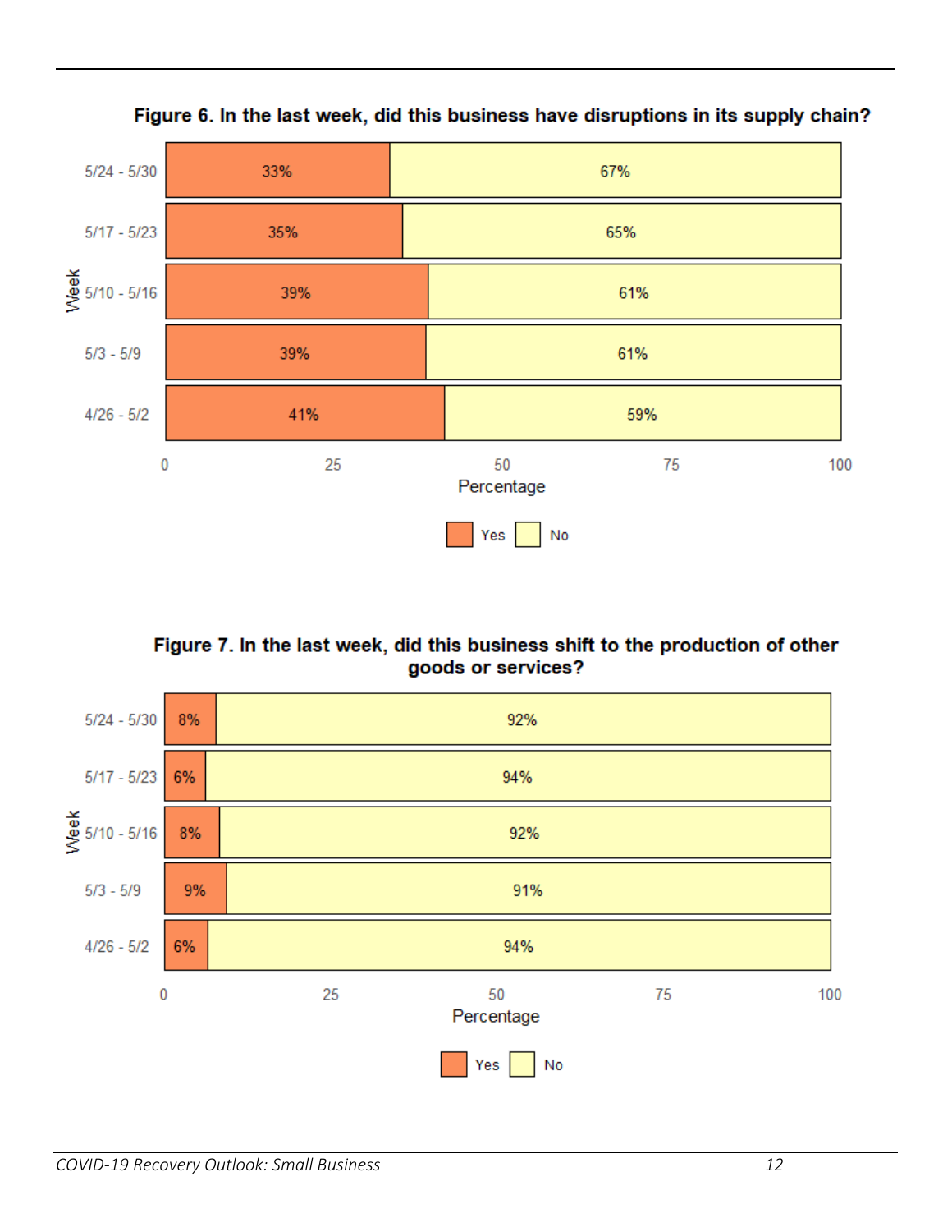**Figure 6. In the last week, did this business have disruptions in its supply chain?**

| Week | Yes | No |
|---|---|---|
| 5/24 - 5/30 | 33% | 67% |
| 5/17 - 5/23 | 35% | 65% |
| 5/10 - 5/16 | 39% | 61% |
| 5/3 - 5/9 | 39% | 61% |
| 4/26 - 5/2 | 41% | 59% |

**Figure 7. In the last week, did this business shift to the production of other goods or services?**

| Week | Yes | No |
|---|---|---|
| 5/24 - 5/30 | 8% | 92% |
| 5/17 - 5/23 | 6% | 94% |
| 5/10 - 5/16 | 8% | 92% |
| 5/3 - 5/9 | 9% | 91% |
| 4/26 - 5/2 | 6% | 94% |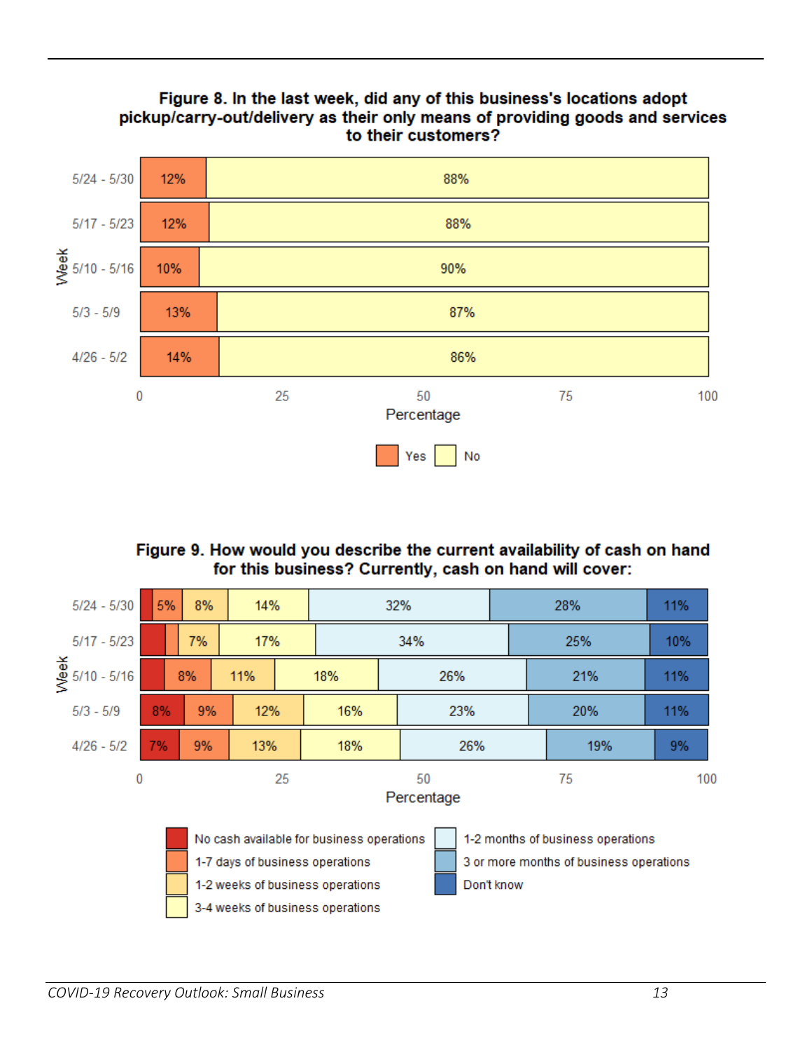**Figure 8. In the last week, did any of this business's locations adopt pickup/carry-out/delivery as their only means of providing goods and services to their customers?**

| Week | Yes | No |
|---|---|---|
| 5/24 - 5/30 | 12% | 88% |
| 5/17 - 5/23 | 12% | 88% |
| 5/10 - 5/16 | 10% | 90% |
| 5/3 - 5/9 | 13% | 87% |
| 4/26 - 5/2 | 14% | 86% |

**Figure 9. How would you describe the current availability of cash on hand for this business? Currently, cash on hand will cover:**

| Week | No cash available for business operations | 1-7 days of business operations | 1-2 weeks of business operations | 3-4 weeks of business operations | 1-2 months of business operations | 3 or more months of business operations | Don't know |
|---|---|---|---|---|---|---|---|
| 5/24 - 5/30 | | 5% | 8% | 14% | 32% | 28% | 11% |
| 5/17 - 5/23 | | | 7% | 17% | 34% | 25% | 10% |
| 5/10 - 5/16 | | 8% | 11% | 18% | 26% | 21% | 11% |
| 5/3 - 5/9 | 8% | 9% | 12% | 16% | 23% | 20% | 11% |
| 4/26 - 5/2 | 7% | 9% | 13% | 18% | 26% | 19% | 9% |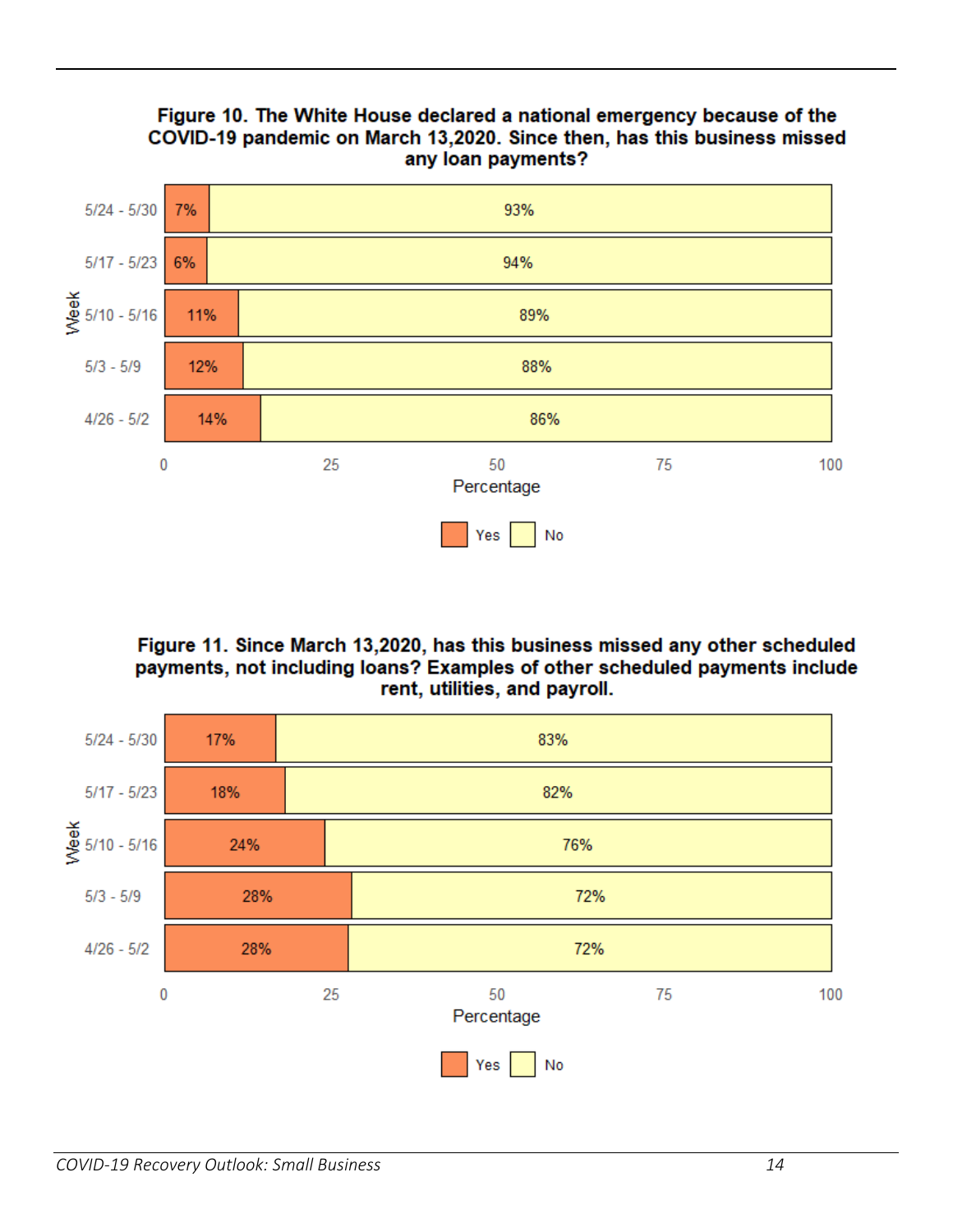**Figure 10. The White House declared a national emergency because of the COVID-19 pandemic on March 13,2020. Since then, has this business missed any loan payments?**

| Week | Yes | No |
|---|---|---|
| 5/24 - 5/30 | 7% | 93% |
| 5/17 - 5/23 | 6% | 94% |
| 5/10 - 5/16 | 11% | 89% |
| 5/3 - 5/9 | 12% | 88% |
| 4/26 - 5/2 | 14% | 86% |

**Figure 11. Since March 13,2020, has this business missed any other scheduled payments, not including loans? Examples of other scheduled payments include rent, utilities, and payroll.**

| Week | Yes | No |
|---|---|---|
| 5/24 - 5/30 | 17% | 83% |
| 5/17 - 5/23 | 18% | 82% |
| 5/10 - 5/16 | 24% | 76% |
| 5/3 - 5/9 | 28% | 72% |
| 4/26 - 5/2 | 28% | 72% |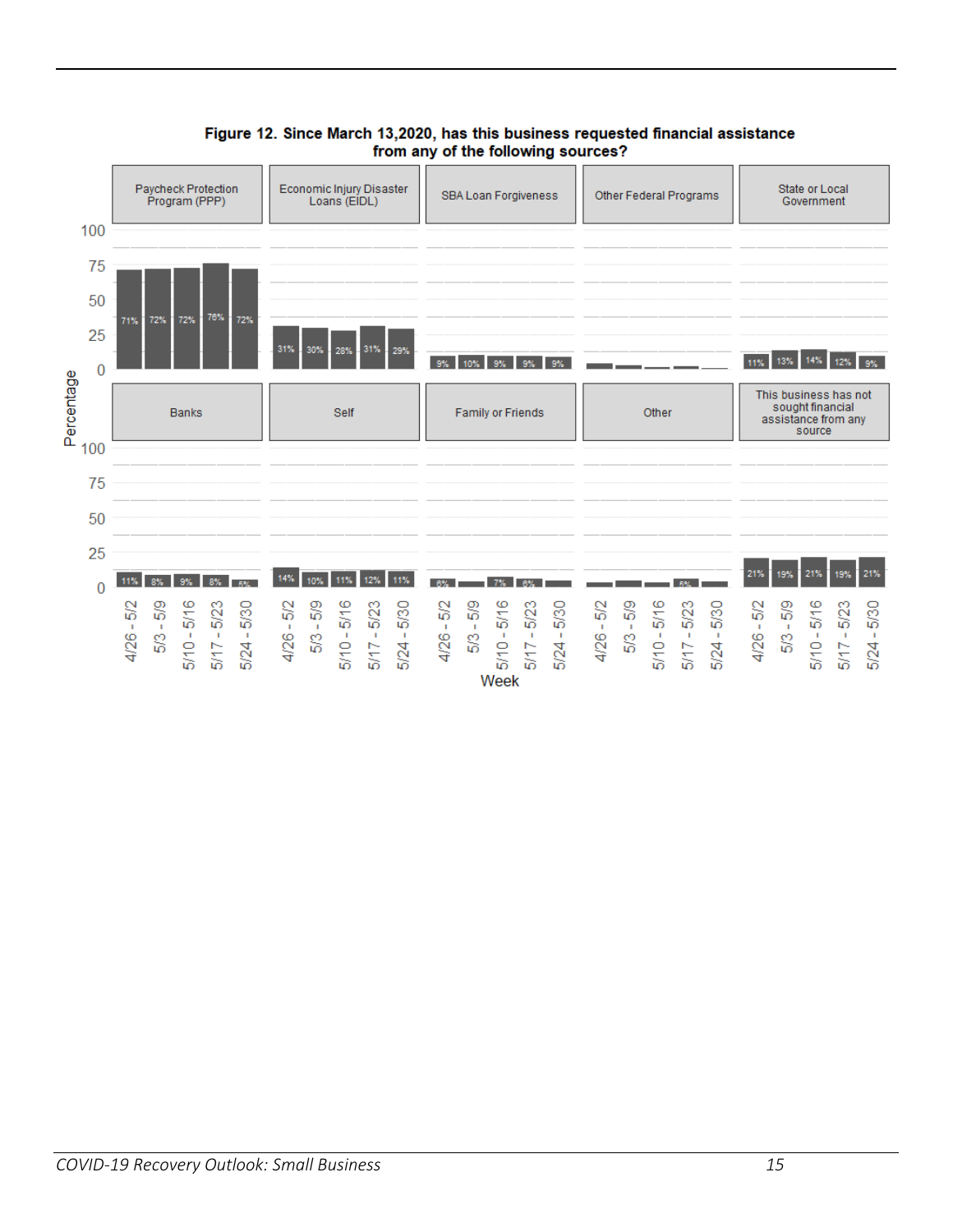**Figure 12. Since March 13,2020, has this business requested financial assistance from any of the following sources?**

| Source | 4/26 - 5/2 | 5/3 - 5/9 | 5/10 - 5/16 | 5/17 - 5/23 | 5/24 - 5/30 |
|---|---|---|---|---|---|
| Paycheck Protection Program (PPP) | 71% | 72% | 72% | 76% | 72% |
| Economic Injury Disaster Loans (EIDL) | 31% | 30% | 28% | 31% | 29% |
| SBA Loan Forgiveness | 9% | 10% | 9% | 9% | 9% |
| Other Federal Programs | | | | | |
| State or Local Government | 11% | 13% | 14% | 12% | 9% |
| Banks | 11% | 8% | 9% | 8% | 5% |
| Self | 14% | 10% | 11% | 12% | 11% |
| Family or Friends | 6% | | 7% | 6% | |
| Other | | | | 5% | |
| This business has not sought financial assistance from any source | 21% | 19% | 21% | 19% | 21% |

Percentage (y-axis: 0–100); Week (x-axis)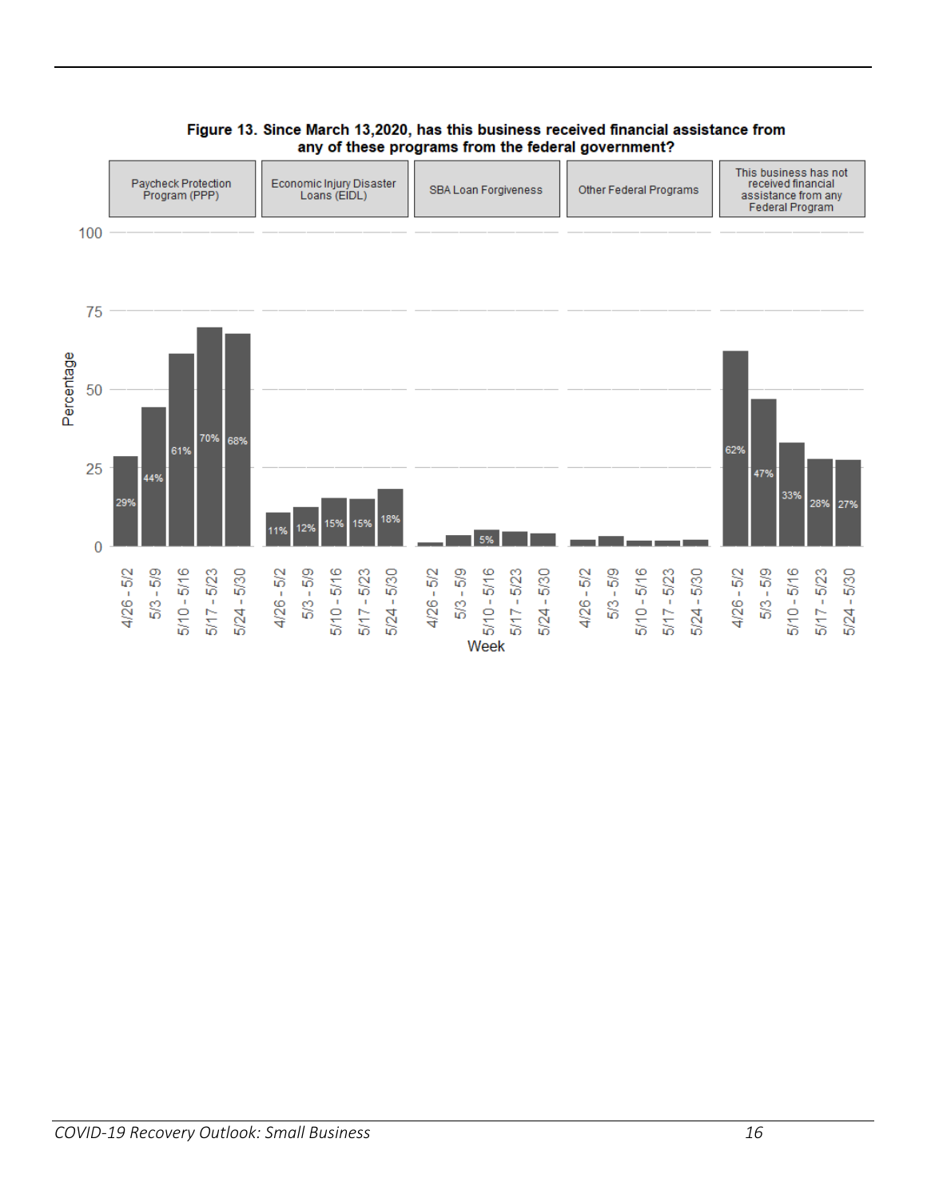**Figure 13. Since March 13,2020, has this business received financial assistance from any of these programs from the federal government?**

Paycheck Protection Program (PPP)
Economic Injury Disaster Loans (EIDL)
SBA Loan Forgiveness
Other Federal Programs
This business has not received financial assistance from any Federal Program

Percentage
100
75
50
25
0

29%
44%
61%
70%
68%

11%
12%
15%
15%
18%

5%

62%
47%
33%
28%
27%

4/26 - 5/2
5/3 - 5/9
5/10 - 5/16
5/17 - 5/23
5/24 - 5/30

Week